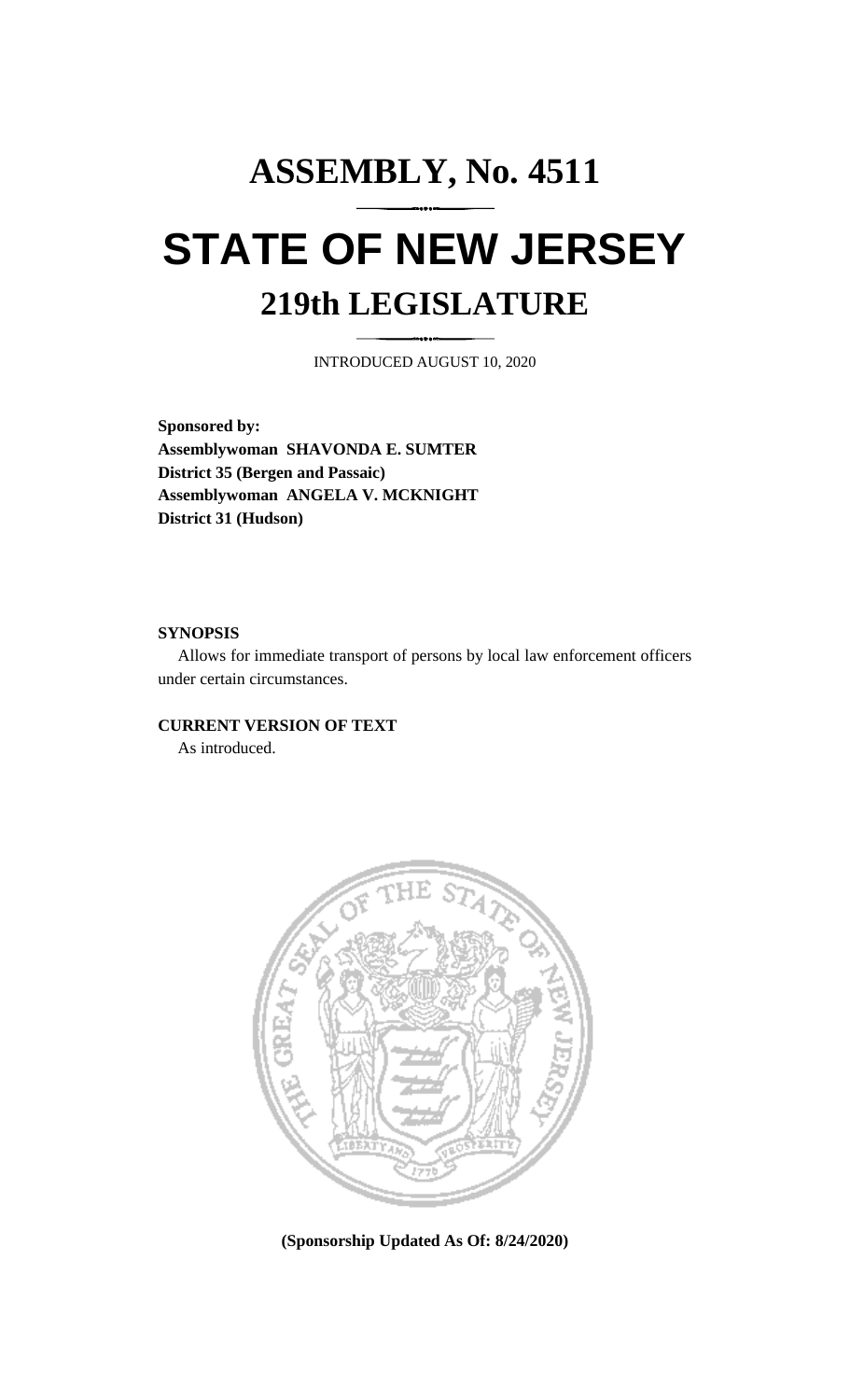# ASSEMBLY, No. 4511

# STATE OF NEW JERSEY

## 219th LEGISLATURE

INTRODUCED AUGUST 10, 2020

**Sponsored by:**
**Assemblywoman SHAVONDA E. SUMTER**
**District 35 (Bergen and Passaic)**
**Assemblywoman ANGELA V. MCKNIGHT**
**District 31 (Hudson)**

**SYNOPSIS**

Allows for immediate transport of persons by local law enforcement officers under certain circumstances.

**CURRENT VERSION OF TEXT**

As introduced.

**(Sponsorship Updated As Of: 8/24/2020)**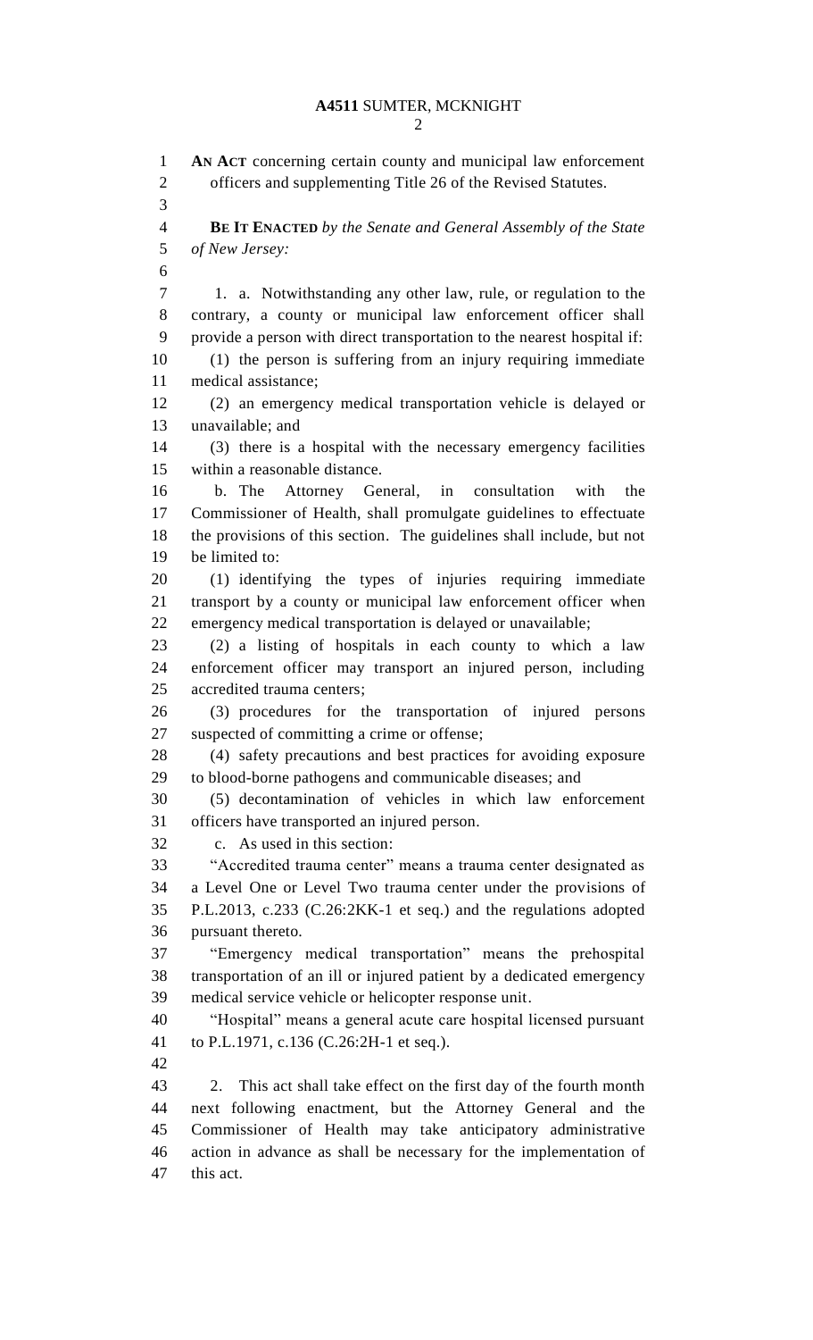**AN ACT** concerning certain county and municipal law enforcement officers and supplementing Title 26 of the Revised Statutes.

**BE IT ENACTED** *by the Senate and General Assembly of the State of New Jersey:*

1. a. Notwithstanding any other law, rule, or regulation to the contrary, a county or municipal law enforcement officer shall provide a person with direct transportation to the nearest hospital if:

(1) the person is suffering from an injury requiring immediate medical assistance;

(2) an emergency medical transportation vehicle is delayed or unavailable; and

(3) there is a hospital with the necessary emergency facilities within a reasonable distance.

b. The Attorney General, in consultation with the Commissioner of Health, shall promulgate guidelines to effectuate the provisions of this section. The guidelines shall include, but not be limited to:

(1) identifying the types of injuries requiring immediate transport by a county or municipal law enforcement officer when emergency medical transportation is delayed or unavailable;

(2) a listing of hospitals in each county to which a law enforcement officer may transport an injured person, including accredited trauma centers;

(3) procedures for the transportation of injured persons suspected of committing a crime or offense;

(4) safety precautions and best practices for avoiding exposure to blood-borne pathogens and communicable diseases; and

(5) decontamination of vehicles in which law enforcement officers have transported an injured person.

c. As used in this section:

"Accredited trauma center" means a trauma center designated as a Level One or Level Two trauma center under the provisions of P.L.2013, c.233 (C.26:2KK-1 et seq.) and the regulations adopted pursuant thereto.

"Emergency medical transportation" means the prehospital transportation of an ill or injured patient by a dedicated emergency medical service vehicle or helicopter response unit.

"Hospital" means a general acute care hospital licensed pursuant to P.L.1971, c.136 (C.26:2H-1 et seq.).

2. This act shall take effect on the first day of the fourth month next following enactment, but the Attorney General and the Commissioner of Health may take anticipatory administrative action in advance as shall be necessary for the implementation of this act.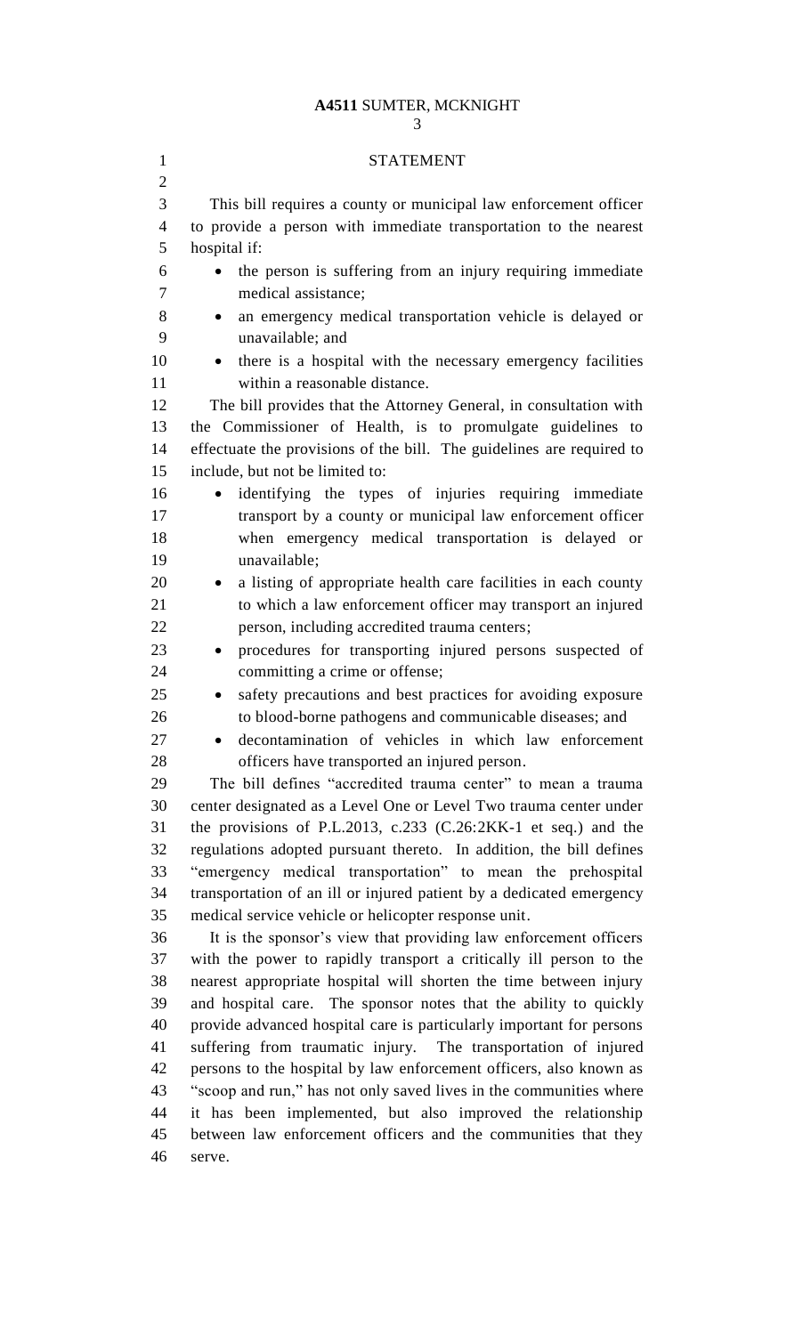## STATEMENT

This bill requires a county or municipal law enforcement officer to provide a person with immediate transportation to the nearest hospital if:

- the person is suffering from an injury requiring immediate medical assistance;
- an emergency medical transportation vehicle is delayed or unavailable; and
- there is a hospital with the necessary emergency facilities within a reasonable distance.

The bill provides that the Attorney General, in consultation with the Commissioner of Health, is to promulgate guidelines to effectuate the provisions of the bill. The guidelines are required to include, but not be limited to:

- identifying the types of injuries requiring immediate transport by a county or municipal law enforcement officer when emergency medical transportation is delayed or unavailable;
- a listing of appropriate health care facilities in each county to which a law enforcement officer may transport an injured person, including accredited trauma centers;
- procedures for transporting injured persons suspected of committing a crime or offense;
- safety precautions and best practices for avoiding exposure to blood-borne pathogens and communicable diseases; and
- decontamination of vehicles in which law enforcement officers have transported an injured person.

The bill defines "accredited trauma center" to mean a trauma center designated as a Level One or Level Two trauma center under the provisions of P.L.2013, c.233 (C.26:2KK-1 et seq.) and the regulations adopted pursuant thereto. In addition, the bill defines "emergency medical transportation" to mean the prehospital transportation of an ill or injured patient by a dedicated emergency medical service vehicle or helicopter response unit.

It is the sponsor's view that providing law enforcement officers with the power to rapidly transport a critically ill person to the nearest appropriate hospital will shorten the time between injury and hospital care. The sponsor notes that the ability to quickly provide advanced hospital care is particularly important for persons suffering from traumatic injury. The transportation of injured persons to the hospital by law enforcement officers, also known as "scoop and run," has not only saved lives in the communities where it has been implemented, but also improved the relationship between law enforcement officers and the communities that they serve.